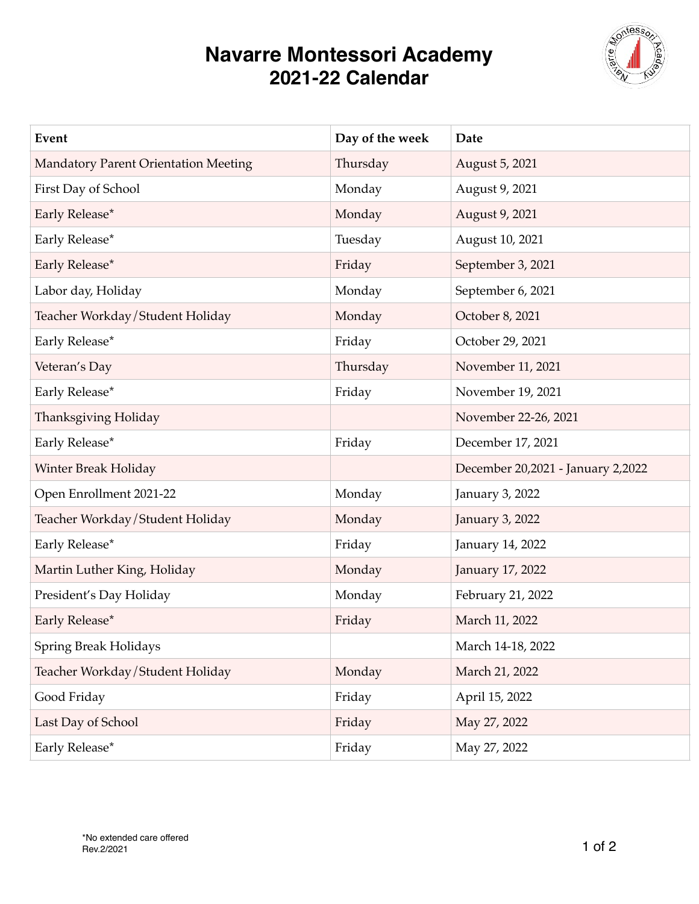# Navarre Montessori Academy
## 2021-22 Calendar

| Event | Day of the week | Date |
|---|---|---|
| Mandatory Parent Orientation Meeting | Thursday | August 5, 2021 |
| First Day of School | Monday | August 9, 2021 |
| Early Release* | Monday | August 9, 2021 |
| Early Release* | Tuesday | August 10, 2021 |
| Early Release* | Friday | September 3, 2021 |
| Labor day, Holiday | Monday | September 6, 2021 |
| Teacher Workday/Student Holiday | Monday | October 8, 2021 |
| Early Release* | Friday | October 29, 2021 |
| Veteran's Day | Thursday | November 11, 2021 |
| Early Release* | Friday | November 19, 2021 |
| Thanksgiving Holiday | | November 22-26, 2021 |
| Early Release* | Friday | December 17, 2021 |
| Winter Break Holiday | | December 20,2021 - January 2,2022 |
| Open Enrollment 2021-22 | Monday | January 3, 2022 |
| Teacher Workday/Student Holiday | Monday | January 3, 2022 |
| Early Release* | Friday | January 14, 2022 |
| Martin Luther King, Holiday | Monday | January 17, 2022 |
| President's Day Holiday | Monday | February 21, 2022 |
| Early Release* | Friday | March 11, 2022 |
| Spring Break Holidays | | March 14-18, 2022 |
| Teacher Workday/Student Holiday | Monday | March 21, 2022 |
| Good Friday | Friday | April 15, 2022 |
| Last Day of School | Friday | May 27, 2022 |
| Early Release* | Friday | May 27, 2022 |

*No extended care offered
Rev.2/2021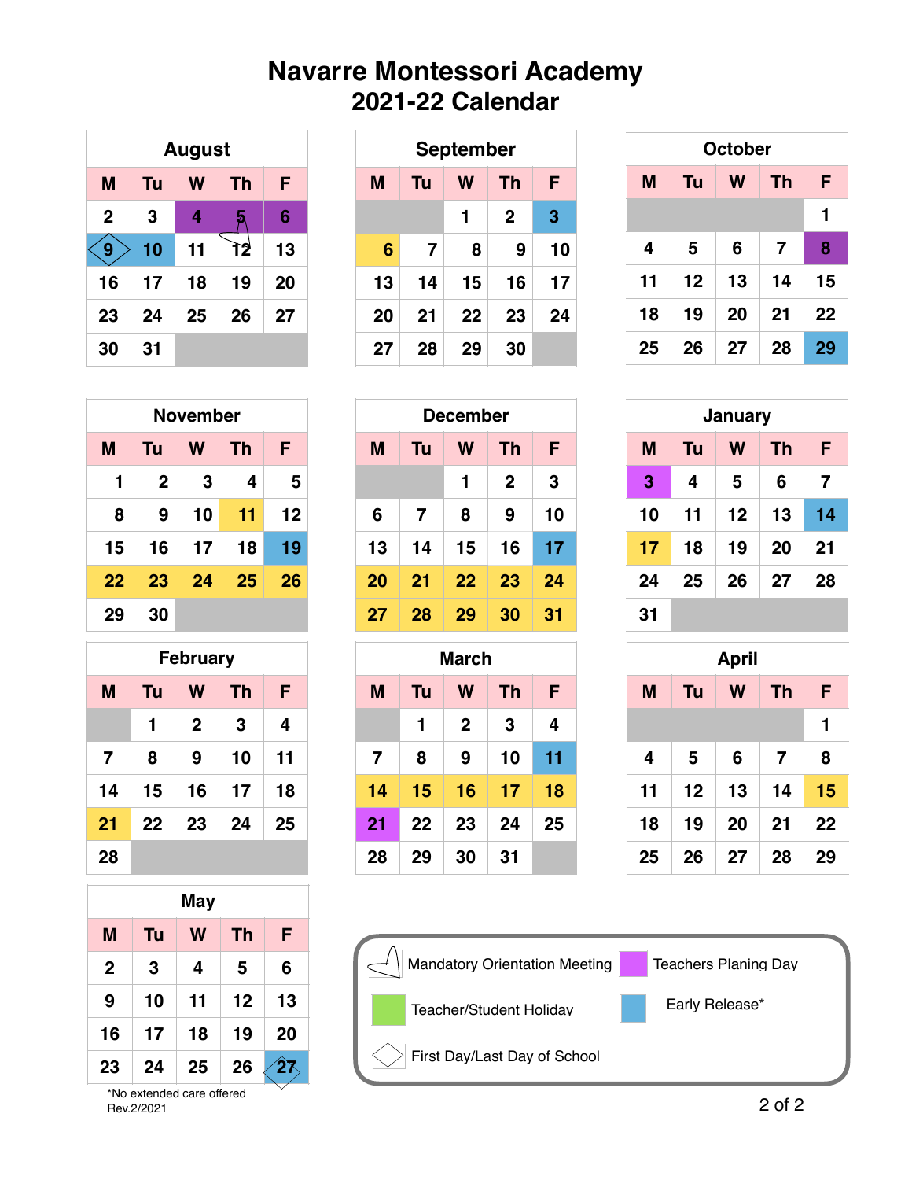# Navarre Montessori Academy
## 2021-22 Calendar

### August

| M | Tu | W | Th | F |
|---|---|---|---|---|
| 2 | 3 | 4 | 5 | 6 |
| 9 | 10 | 11 | 12 | 13 |
| 16 | 17 | 18 | 19 | 20 |
| 23 | 24 | 25 | 26 | 27 |
| 30 | 31 | | | |

### September

| M | Tu | W | Th | F |
|---|---|---|---|---|
| | | 1 | 2 | 3 |
| 6 | 7 | 8 | 9 | 10 |
| 13 | 14 | 15 | 16 | 17 |
| 20 | 21 | 22 | 23 | 24 |
| 27 | 28 | 29 | 30 | |

### October

| M | Tu | W | Th | F |
|---|---|---|---|---|
| | | | | 1 |
| 4 | 5 | 6 | 7 | 8 |
| 11 | 12 | 13 | 14 | 15 |
| 18 | 19 | 20 | 21 | 22 |
| 25 | 26 | 27 | 28 | 29 |

### November

| M | Tu | W | Th | F |
|---|---|---|---|---|
| 1 | 2 | 3 | 4 | 5 |
| 8 | 9 | 10 | 11 | 12 |
| 15 | 16 | 17 | 18 | 19 |
| 22 | 23 | 24 | 25 | 26 |
| 29 | 30 | | | |

### December

| M | Tu | W | Th | F |
|---|---|---|---|---|
| | | 1 | 2 | 3 |
| 6 | 7 | 8 | 9 | 10 |
| 13 | 14 | 15 | 16 | 17 |
| 20 | 21 | 22 | 23 | 24 |
| 27 | 28 | 29 | 30 | 31 |

### January

| M | Tu | W | Th | F |
|---|---|---|---|---|
| 3 | 4 | 5 | 6 | 7 |
| 10 | 11 | 12 | 13 | 14 |
| 17 | 18 | 19 | 20 | 21 |
| 24 | 25 | 26 | 27 | 28 |
| 31 | | | | |

### February

| M | Tu | W | Th | F |
|---|---|---|---|---|
| | 1 | 2 | 3 | 4 |
| 7 | 8 | 9 | 10 | 11 |
| 14 | 15 | 16 | 17 | 18 |
| 21 | 22 | 23 | 24 | 25 |
| 28 | | | | |

### March

| M | Tu | W | Th | F |
|---|---|---|---|---|
| | 1 | 2 | 3 | 4 |
| 7 | 8 | 9 | 10 | 11 |
| 14 | 15 | 16 | 17 | 18 |
| 21 | 22 | 23 | 24 | 25 |
| 28 | 29 | 30 | 31 | |

### April

| M | Tu | W | Th | F |
|---|---|---|---|---|
| | | | | 1 |
| 4 | 5 | 6 | 7 | 8 |
| 11 | 12 | 13 | 14 | 15 |
| 18 | 19 | 20 | 21 | 22 |
| 25 | 26 | 27 | 28 | 29 |

### May

| M | Tu | W | Th | F |
|---|---|---|---|---|
| 2 | 3 | 4 | 5 | 6 |
| 9 | 10 | 11 | 12 | 13 |
| 16 | 17 | 18 | 19 | 20 |
| 23 | 24 | 25 | 26 | 27 |

*No extended care offered
Rev.2/2021

- Mandatory Orientation Meeting
- Teachers Planing Day
- Teacher/Student Holiday
- Early Release*
- First Day/Last Day of School